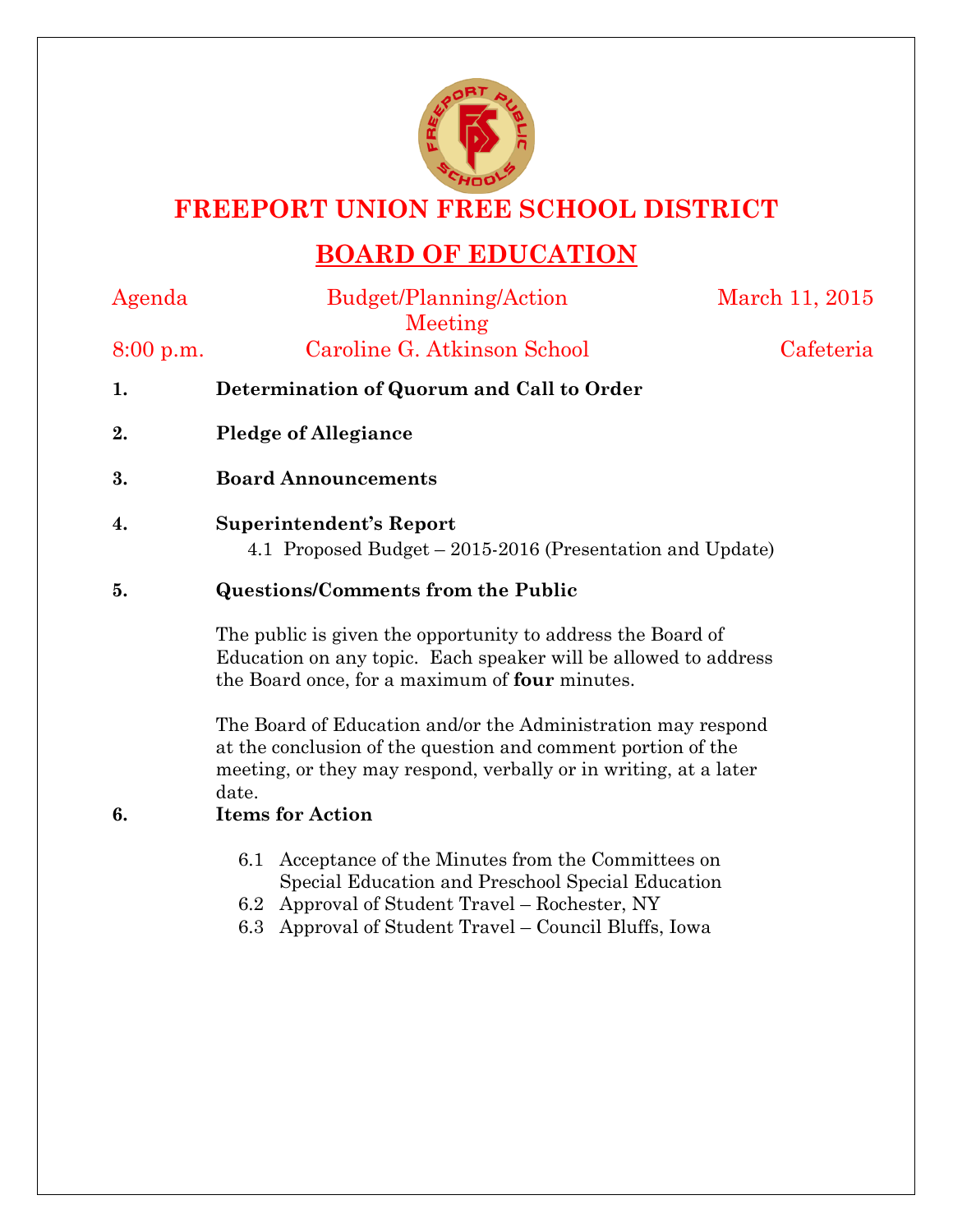# FREEPORT UNION FREE SCHOOL DISTRICT

## BOARD OF EDUCATION

Agenda — Budget/Planning/Action Meeting — March 11, 2015

8:00 p.m. — Caroline G. Atkinson School — Cafeteria

**1. Determination of Quorum and Call to Order**

**2. Pledge of Allegiance**

**3. Board Announcements**

**4. Superintendent's Report**

4.1 Proposed Budget – 2015-2016 (Presentation and Update)

**5. Questions/Comments from the Public**

The public is given the opportunity to address the Board of Education on any topic. Each speaker will be allowed to address the Board once, for a maximum of **four** minutes.

The Board of Education and/or the Administration may respond at the conclusion of the question and comment portion of the meeting, or they may respond, verbally or in writing, at a later date.

**6. Items for Action**

6.1 Acceptance of the Minutes from the Committees on Special Education and Preschool Special Education

6.2 Approval of Student Travel – Rochester, NY

6.3 Approval of Student Travel – Council Bluffs, Iowa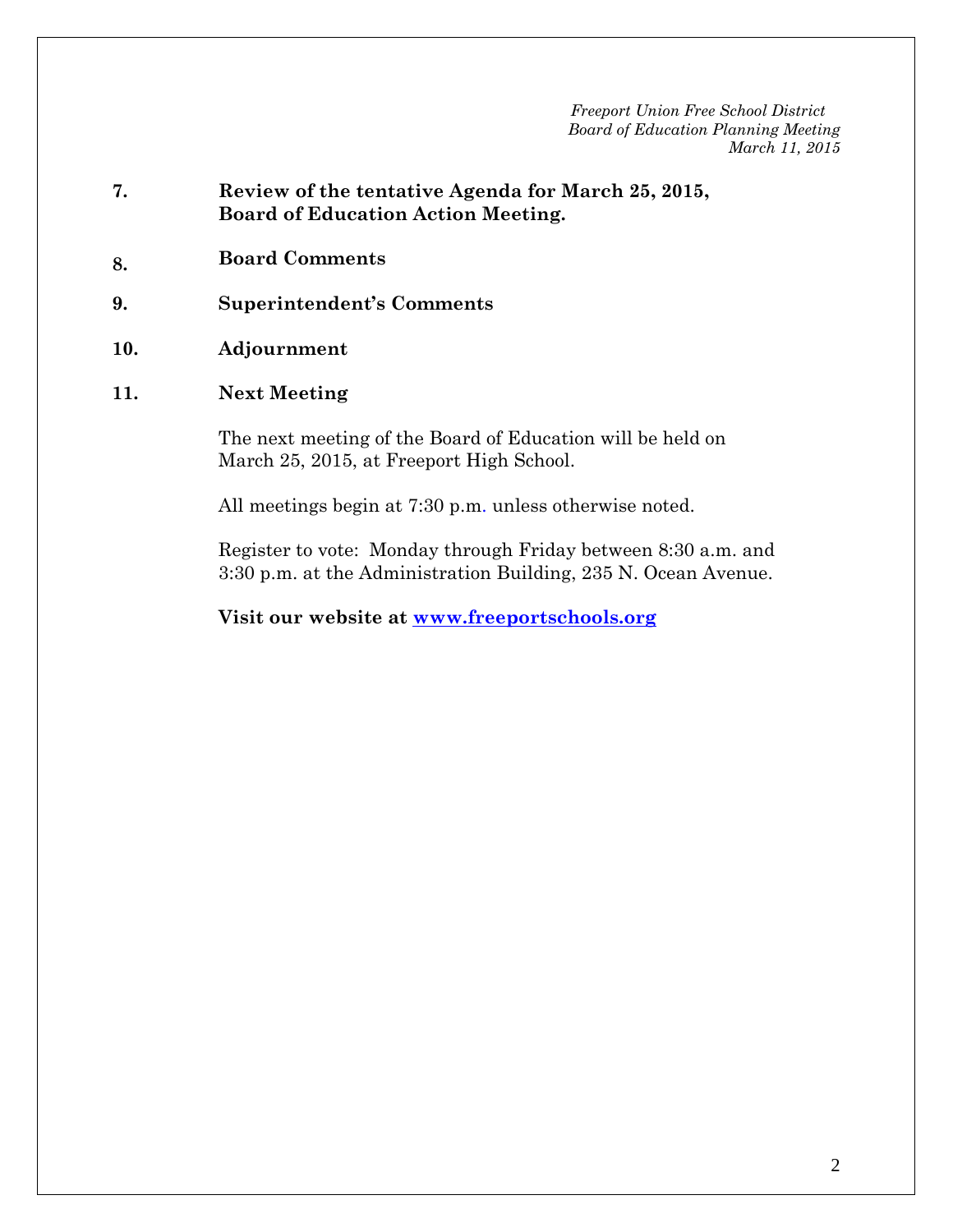*Freeport Union Free School District*
*Board of Education Planning Meeting*
*March 11, 2015*

**7. Review of the tentative Agenda for March 25, 2015, Board of Education Action Meeting.**

**8. Board Comments**

**9. Superintendent's Comments**

**10. Adjournment**

**11. Next Meeting**

The next meeting of the Board of Education will be held on March 25, 2015, at Freeport High School.

All meetings begin at 7:30 p.m. unless otherwise noted.

Register to vote: Monday through Friday between 8:30 a.m. and 3:30 p.m. at the Administration Building, 235 N. Ocean Avenue.

**Visit our website at [www.freeportschools.org](http://www.freeportschools.org)**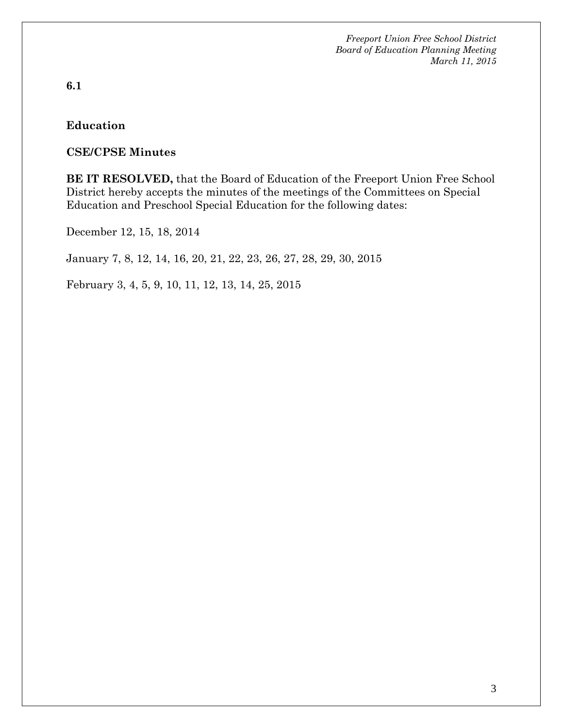**6.1**

**Education**

**CSE/CPSE Minutes**

**BE IT RESOLVED,** that the Board of Education of the Freeport Union Free School District hereby accepts the minutes of the meetings of the Committees on Special Education and Preschool Special Education for the following dates:

December 12, 15, 18, 2014

January 7, 8, 12, 14, 16, 20, 21, 22, 23, 26, 27, 28, 29, 30, 2015

February 3, 4, 5, 9, 10, 11, 12, 13, 14, 25, 2015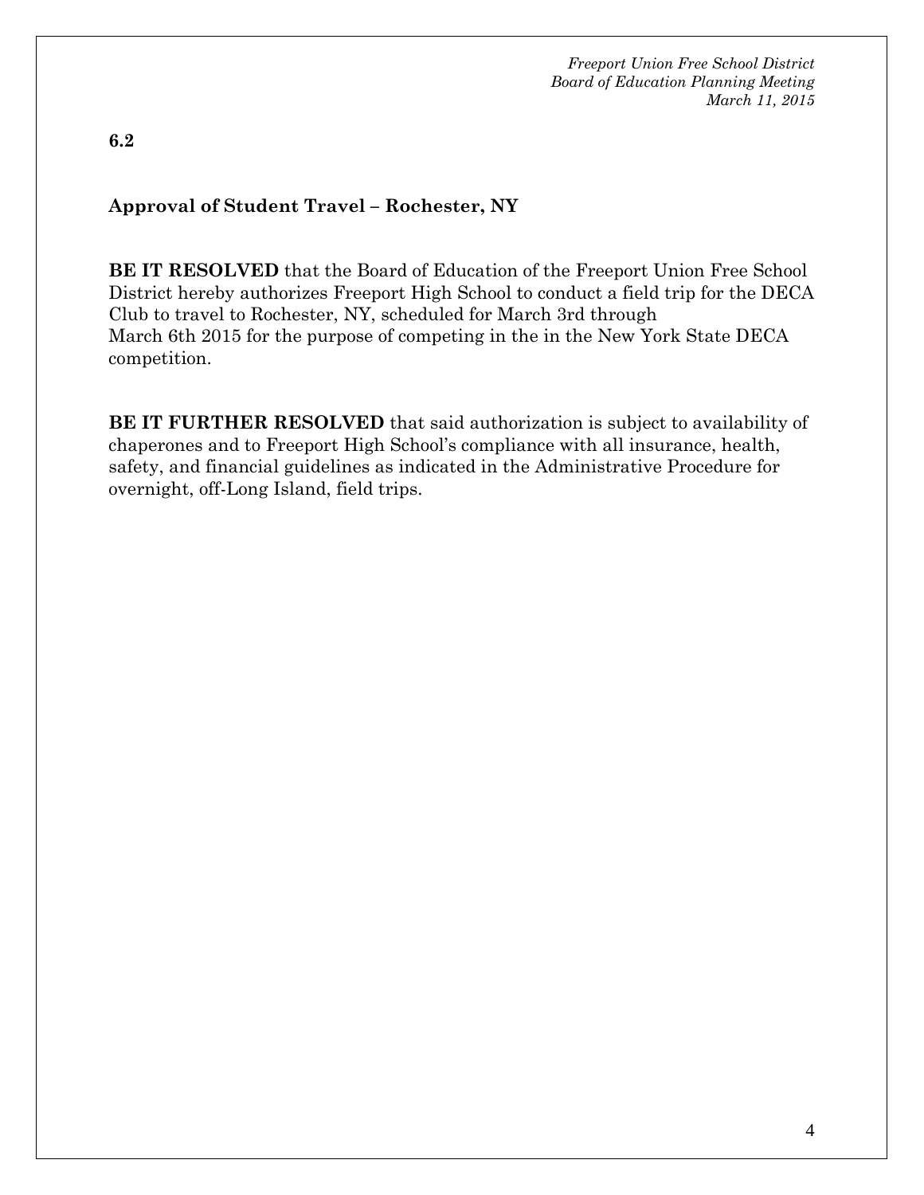**6.2**

## Approval of Student Travel – Rochester, NY

**BE IT RESOLVED** that the Board of Education of the Freeport Union Free School District hereby authorizes Freeport High School to conduct a field trip for the DECA Club to travel to Rochester, NY, scheduled for March 3rd through March 6th 2015 for the purpose of competing in the in the New York State DECA competition.

**BE IT FURTHER RESOLVED** that said authorization is subject to availability of chaperones and to Freeport High School's compliance with all insurance, health, safety, and financial guidelines as indicated in the Administrative Procedure for overnight, off-Long Island, field trips.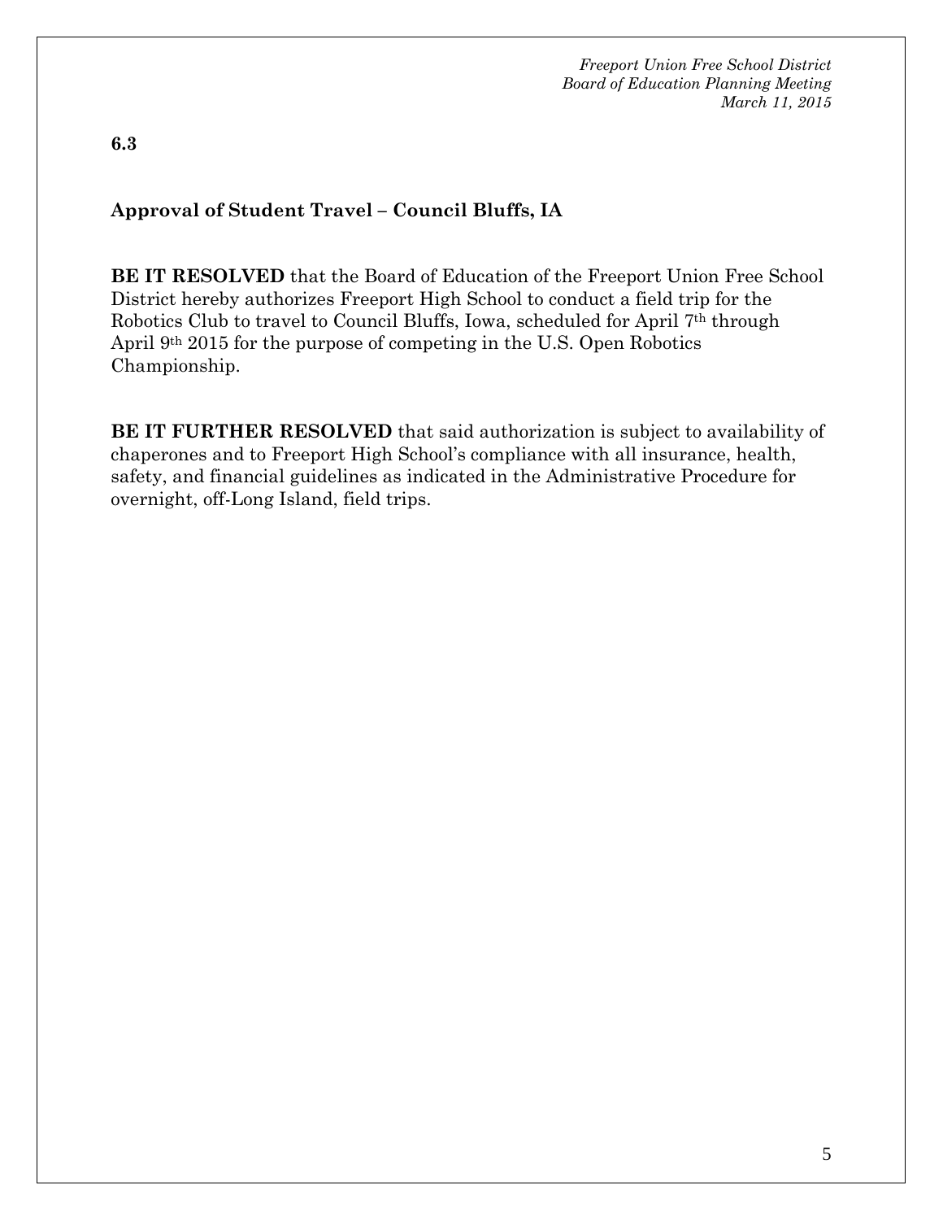**6.3**

**Approval of Student Travel – Council Bluffs, IA**

**BE IT RESOLVED** that the Board of Education of the Freeport Union Free School District hereby authorizes Freeport High School to conduct a field trip for the Robotics Club to travel to Council Bluffs, Iowa, scheduled for April 7th through April 9th 2015 for the purpose of competing in the U.S. Open Robotics Championship.

**BE IT FURTHER RESOLVED** that said authorization is subject to availability of chaperones and to Freeport High School's compliance with all insurance, health, safety, and financial guidelines as indicated in the Administrative Procedure for overnight, off-Long Island, field trips.